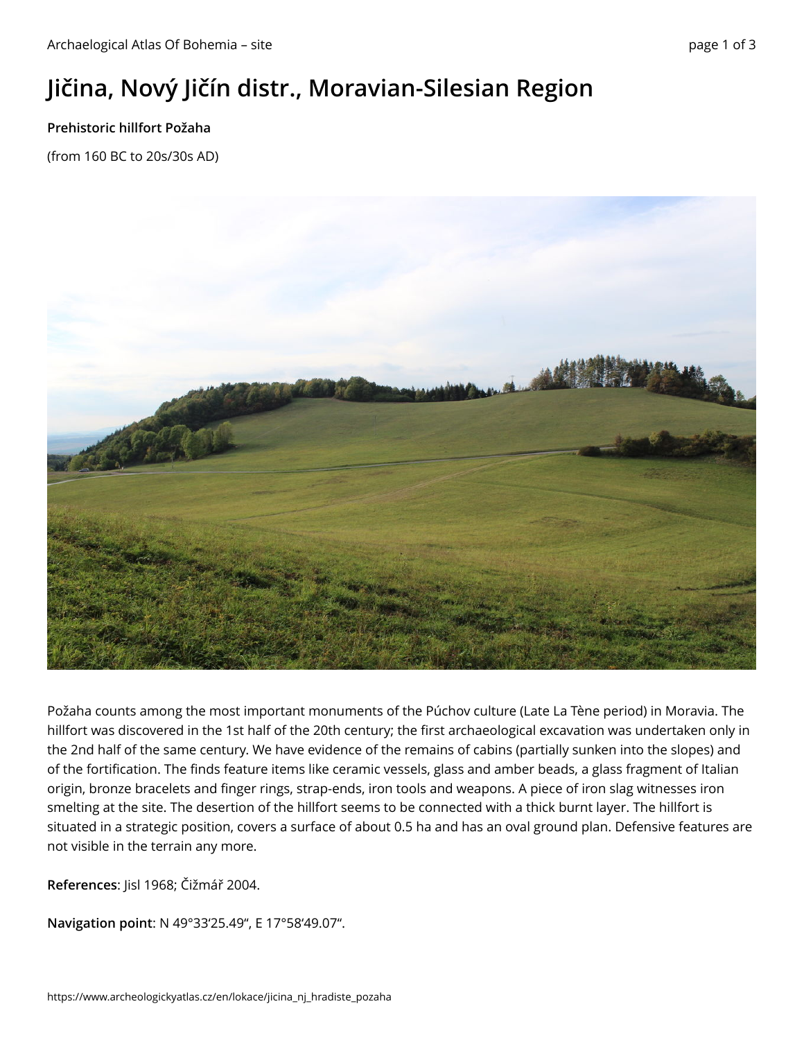# Jičina, Nový Jičín distr., Moravian-Silesian Region

**Prehistoric hillfort Požaha**

(from 160 BC to 20s/30s AD)

Požaha counts among the most important monuments of the Púchov culture (Late La Tène period) in Moravia. The hillfort was discovered in the 1st half of the 20th century; the first archaeological excavation was undertaken only in the 2nd half of the same century. We have evidence of the remains of cabins (partially sunken into the slopes) and of the fortification. The finds feature items like ceramic vessels, glass and amber beads, a glass fragment of Italian origin, bronze bracelets and finger rings, strap-ends, iron tools and weapons. A piece of iron slag witnesses iron smelting at the site. The desertion of the hillfort seems to be connected with a thick burnt layer. The hillfort is situated in a strategic position, covers a surface of about 0.5 ha and has an oval ground plan. Defensive features are not visible in the terrain any more.

**References**: Jisl 1968; Čižmář 2004.

**Navigation point**: N 49°33′25.49“, E 17°58′49.07“.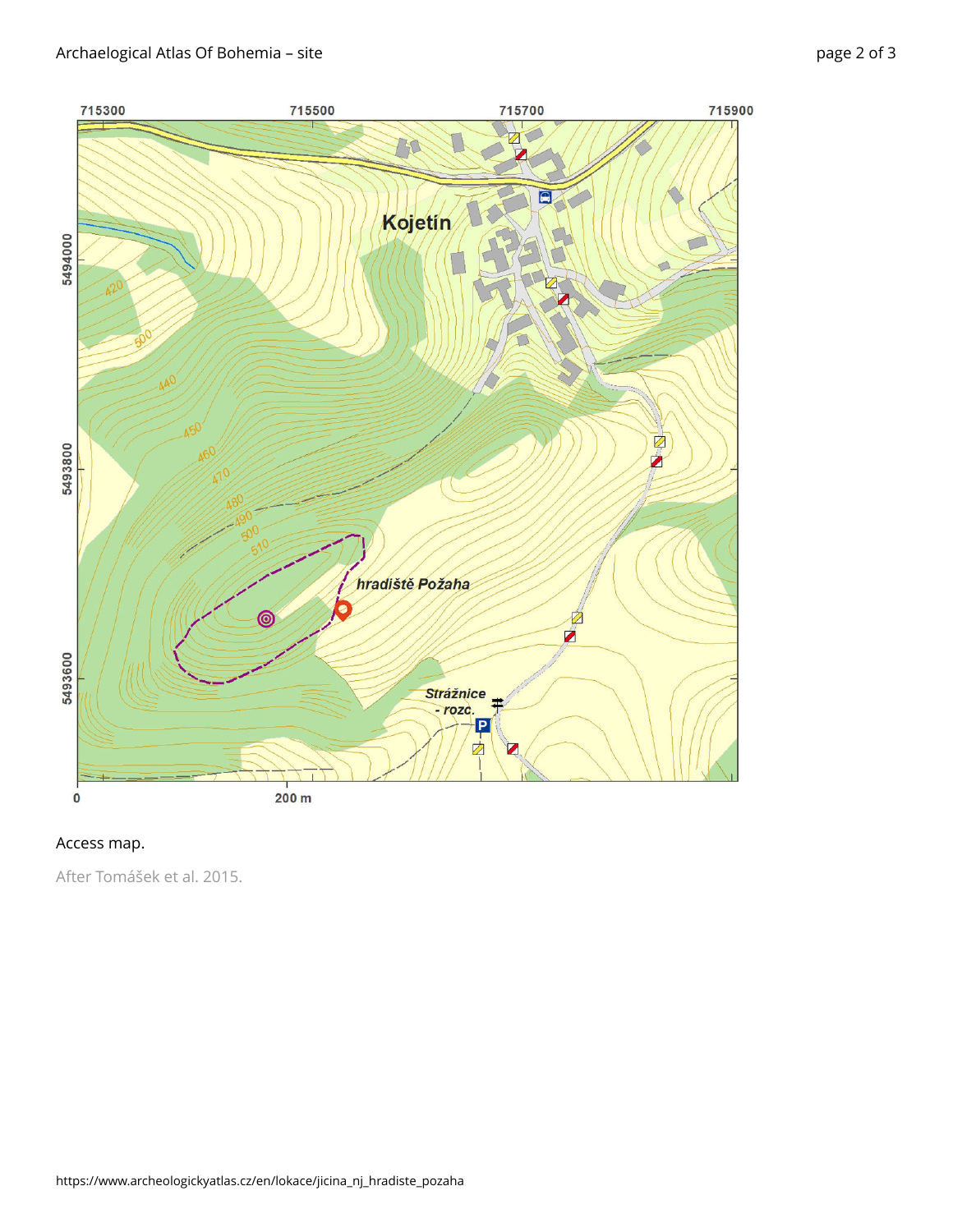Access map.

After Tomášek et al. 2015.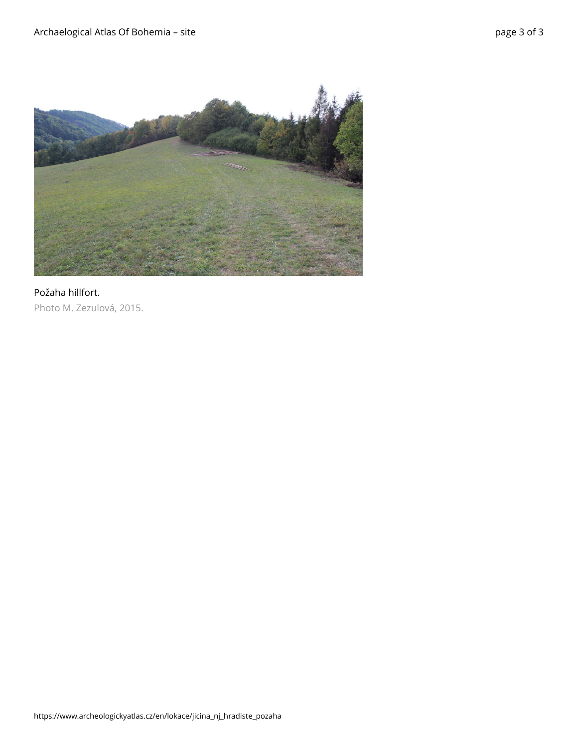Požaha hillfort.

Photo M. Zezulová, 2015.